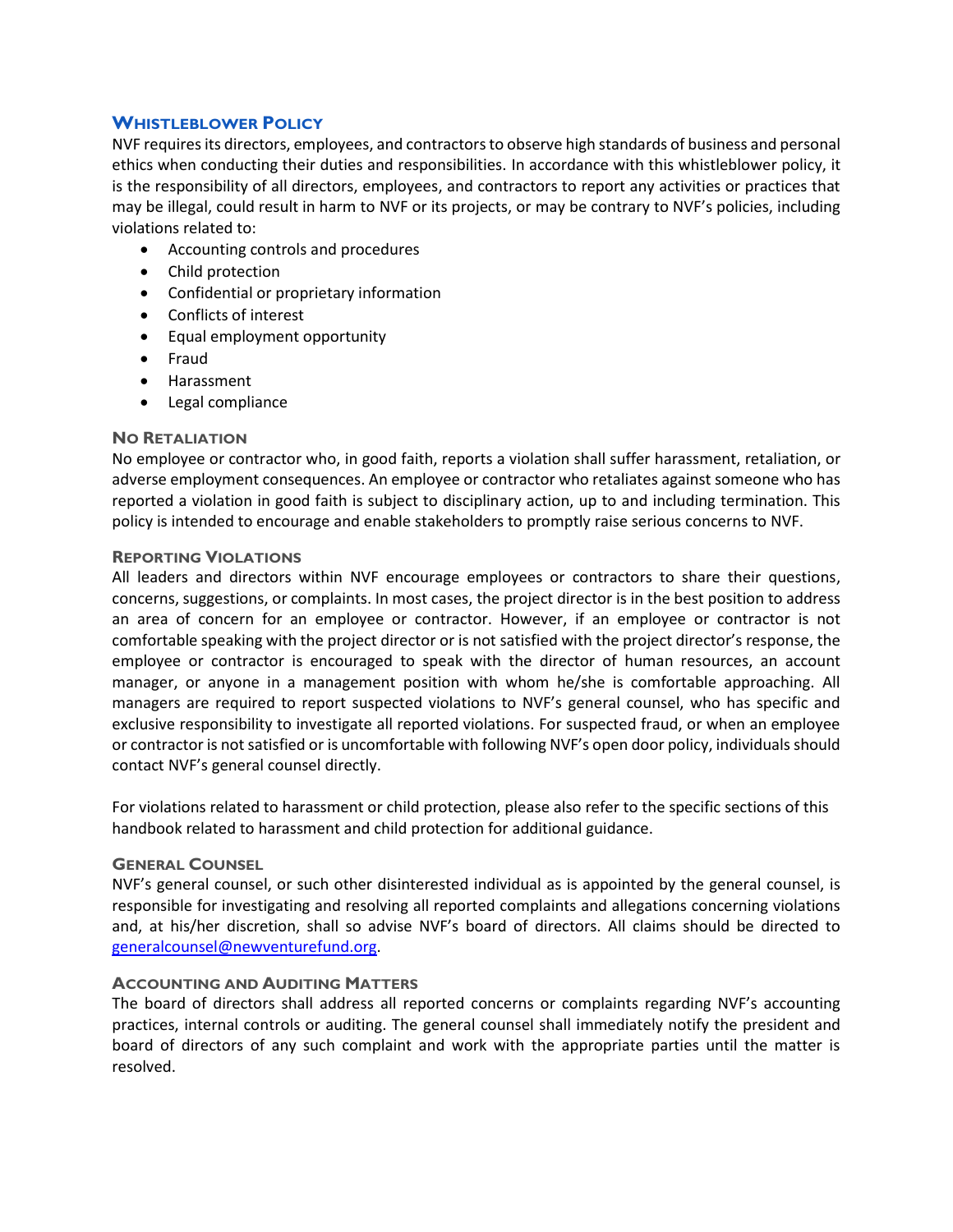## Whistleblower Policy

NVF requires its directors, employees, and contractors to observe high standards of business and personal ethics when conducting their duties and responsibilities. In accordance with this whistleblower policy, it is the responsibility of all directors, employees, and contractors to report any activities or practices that may be illegal, could result in harm to NVF or its projects, or may be contrary to NVF's policies, including violations related to:

- Accounting controls and procedures
- Child protection
- Confidential or proprietary information
- Conflicts of interest
- Equal employment opportunity
- Fraud
- Harassment
- Legal compliance

### No Retaliation

No employee or contractor who, in good faith, reports a violation shall suffer harassment, retaliation, or adverse employment consequences. An employee or contractor who retaliates against someone who has reported a violation in good faith is subject to disciplinary action, up to and including termination. This policy is intended to encourage and enable stakeholders to promptly raise serious concerns to NVF.

### Reporting Violations

All leaders and directors within NVF encourage employees or contractors to share their questions, concerns, suggestions, or complaints. In most cases, the project director is in the best position to address an area of concern for an employee or contractor. However, if an employee or contractor is not comfortable speaking with the project director or is not satisfied with the project director's response, the employee or contractor is encouraged to speak with the director of human resources, an account manager, or anyone in a management position with whom he/she is comfortable approaching. All managers are required to report suspected violations to NVF's general counsel, who has specific and exclusive responsibility to investigate all reported violations. For suspected fraud, or when an employee or contractor is not satisfied or is uncomfortable with following NVF's open door policy, individuals should contact NVF's general counsel directly.

For violations related to harassment or child protection, please also refer to the specific sections of this handbook related to harassment and child protection for additional guidance.

### General Counsel

NVF's general counsel, or such other disinterested individual as is appointed by the general counsel, is responsible for investigating and resolving all reported complaints and allegations concerning violations and, at his/her discretion, shall so advise NVF's board of directors. All claims should be directed to generalcounsel@newventurefund.org.

### Accounting and Auditing Matters

The board of directors shall address all reported concerns or complaints regarding NVF's accounting practices, internal controls or auditing. The general counsel shall immediately notify the president and board of directors of any such complaint and work with the appropriate parties until the matter is resolved.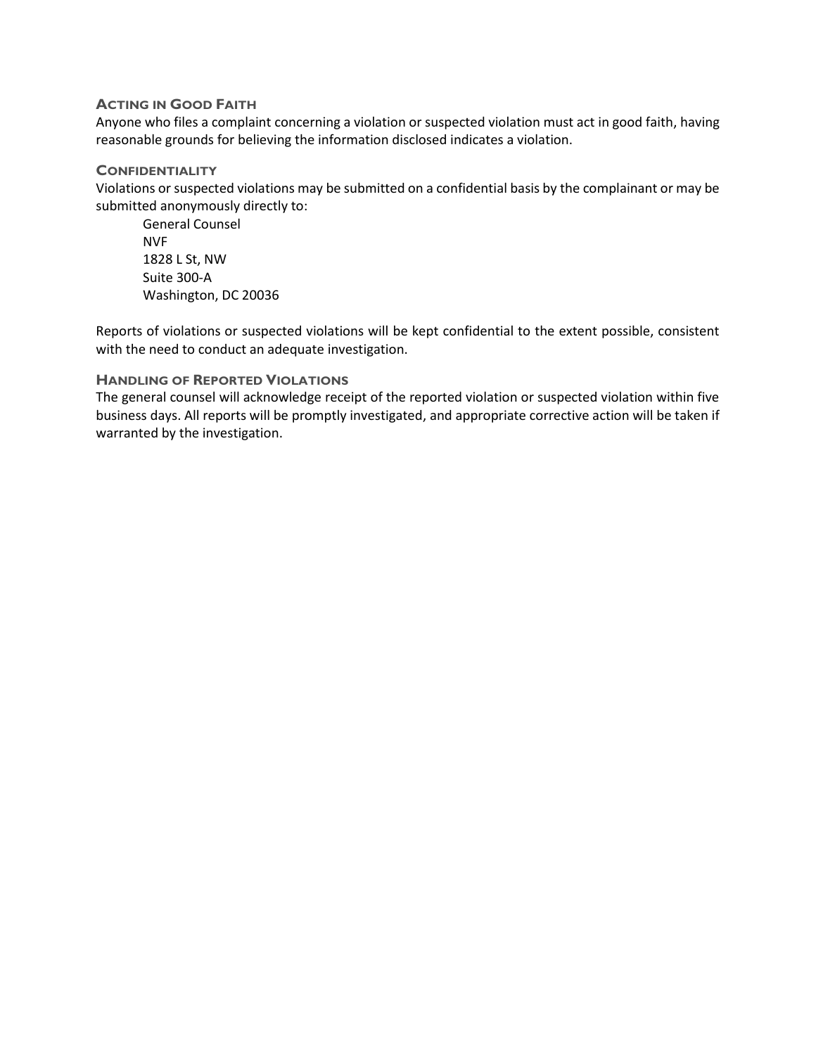### Acting in Good Faith

Anyone who files a complaint concerning a violation or suspected violation must act in good faith, having reasonable grounds for believing the information disclosed indicates a violation.

### Confidentiality

Violations or suspected violations may be submitted on a confidential basis by the complainant or may be submitted anonymously directly to:

General Counsel
NVF
1828 L St, NW
Suite 300-A
Washington, DC 20036

Reports of violations or suspected violations will be kept confidential to the extent possible, consistent with the need to conduct an adequate investigation.

### Handling of Reported Violations

The general counsel will acknowledge receipt of the reported violation or suspected violation within five business days. All reports will be promptly investigated, and appropriate corrective action will be taken if warranted by the investigation.